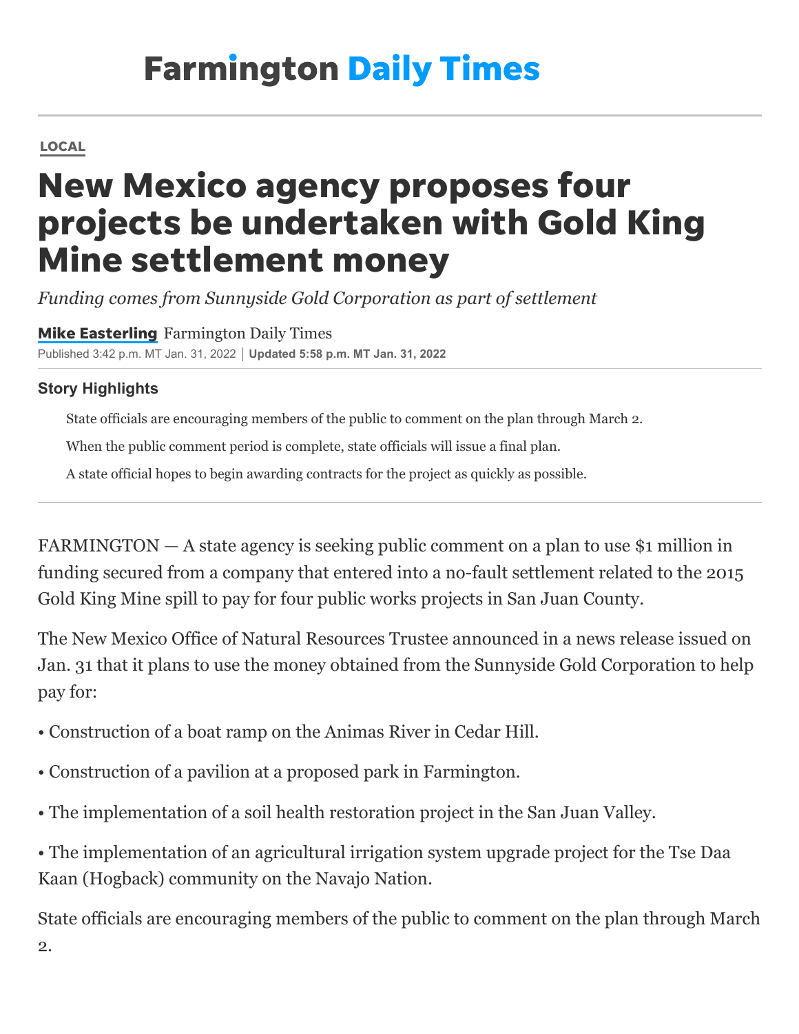Farmington Daily Times

LOCAL

# New Mexico agency proposes four projects be undertaken with Gold King Mine settlement money

*Funding comes from Sunnyside Gold Corporation as part of settlement*

**Mike Easterling** Farmington Daily Times

Published 3:42 p.m. MT Jan. 31, 2022 | **Updated 5:58 p.m. MT Jan. 31, 2022**

### Story Highlights

- State officials are encouraging members of the public to comment on the plan through March 2.
- When the public comment period is complete, state officials will issue a final plan.
- A state official hopes to begin awarding contracts for the project as quickly as possible.

FARMINGTON — A state agency is seeking public comment on a plan to use $1 million in funding secured from a company that entered into a no-fault settlement related to the 2015 Gold King Mine spill to pay for four public works projects in San Juan County.

The New Mexico Office of Natural Resources Trustee announced in a news release issued on Jan. 31 that it plans to use the money obtained from the Sunnyside Gold Corporation to help pay for:

• Construction of a boat ramp on the Animas River in Cedar Hill.

• Construction of a pavilion at a proposed park in Farmington.

• The implementation of a soil health restoration project in the San Juan Valley.

• The implementation of an agricultural irrigation system upgrade project for the Tse Daa Kaan (Hogback) community on the Navajo Nation.

State officials are encouraging members of the public to comment on the plan through March 2.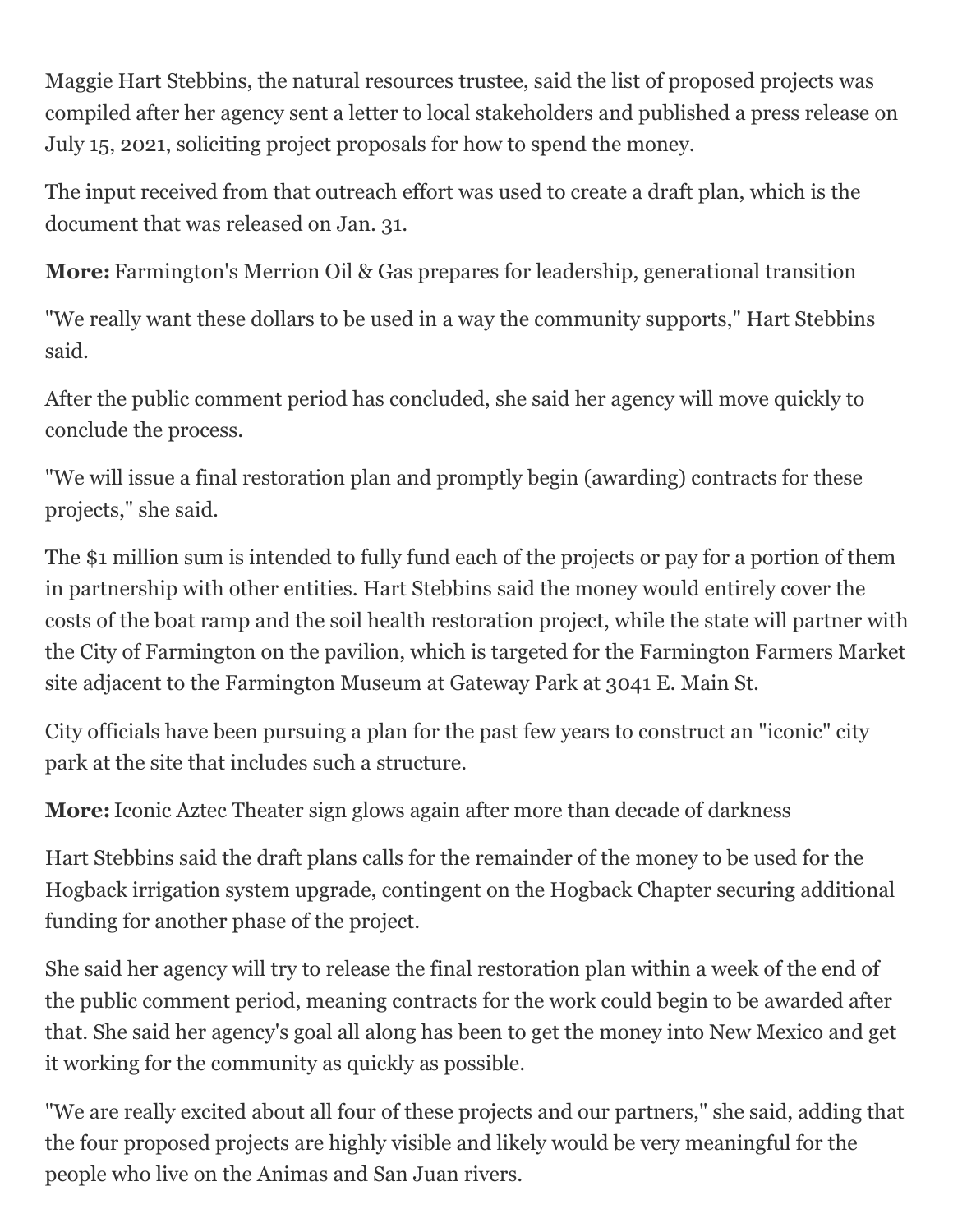Maggie Hart Stebbins, the natural resources trustee, said the list of proposed projects was compiled after her agency sent a letter to local stakeholders and published a press release on July 15, 2021, soliciting project proposals for how to spend the money.

The input received from that outreach effort was used to create a draft plan, which is the document that was released on Jan. 31.

**More:** Farmington's Merrion Oil & Gas prepares for leadership, generational transition

"We really want these dollars to be used in a way the community supports," Hart Stebbins said.

After the public comment period has concluded, she said her agency will move quickly to conclude the process.

"We will issue a final restoration plan and promptly begin (awarding) contracts for these projects," she said.

The $1 million sum is intended to fully fund each of the projects or pay for a portion of them in partnership with other entities. Hart Stebbins said the money would entirely cover the costs of the boat ramp and the soil health restoration project, while the state will partner with the City of Farmington on the pavilion, which is targeted for the Farmington Farmers Market site adjacent to the Farmington Museum at Gateway Park at 3041 E. Main St.

City officials have been pursuing a plan for the past few years to construct an "iconic" city park at the site that includes such a structure.

**More:** Iconic Aztec Theater sign glows again after more than decade of darkness

Hart Stebbins said the draft plans calls for the remainder of the money to be used for the Hogback irrigation system upgrade, contingent on the Hogback Chapter securing additional funding for another phase of the project.

She said her agency will try to release the final restoration plan within a week of the end of the public comment period, meaning contracts for the work could begin to be awarded after that. She said her agency's goal all along has been to get the money into New Mexico and get it working for the community as quickly as possible.

"We are really excited about all four of these projects and our partners," she said, adding that the four proposed projects are highly visible and likely would be very meaningful for the people who live on the Animas and San Juan rivers.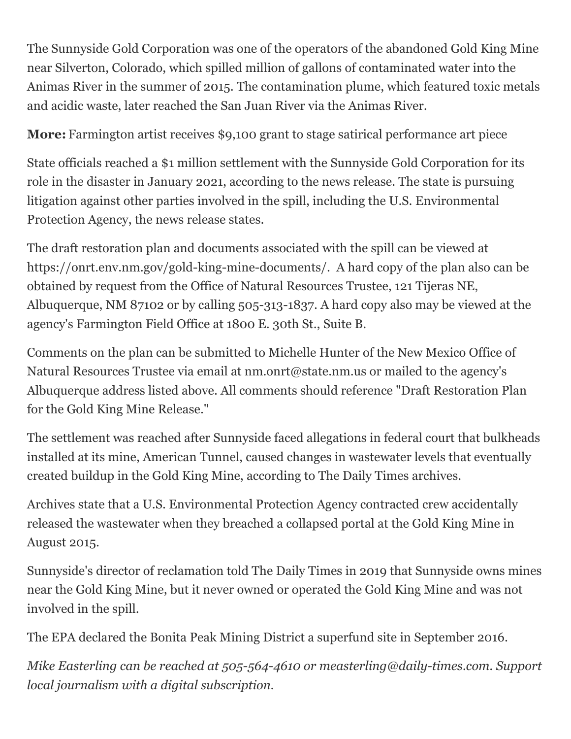The Sunnyside Gold Corporation was one of the operators of the abandoned Gold King Mine near Silverton, Colorado, which spilled million of gallons of contaminated water into the Animas River in the summer of 2015. The contamination plume, which featured toxic metals and acidic waste, later reached the San Juan River via the Animas River.

**More:** Farmington artist receives $9,100 grant to stage satirical performance art piece

State officials reached a $1 million settlement with the Sunnyside Gold Corporation for its role in the disaster in January 2021, according to the news release. The state is pursuing litigation against other parties involved in the spill, including the U.S. Environmental Protection Agency, the news release states.

The draft restoration plan and documents associated with the spill can be viewed at https://onrt.env.nm.gov/gold-king-mine-documents/. A hard copy of the plan also can be obtained by request from the Office of Natural Resources Trustee, 121 Tijeras NE, Albuquerque, NM 87102 or by calling 505-313-1837. A hard copy also may be viewed at the agency's Farmington Field Office at 1800 E. 30th St., Suite B.

Comments on the plan can be submitted to Michelle Hunter of the New Mexico Office of Natural Resources Trustee via email at nm.onrt@state.nm.us or mailed to the agency's Albuquerque address listed above. All comments should reference "Draft Restoration Plan for the Gold King Mine Release."

The settlement was reached after Sunnyside faced allegations in federal court that bulkheads installed at its mine, American Tunnel, caused changes in wastewater levels that eventually created buildup in the Gold King Mine, according to The Daily Times archives.

Archives state that a U.S. Environmental Protection Agency contracted crew accidentally released the wastewater when they breached a collapsed portal at the Gold King Mine in August 2015.

Sunnyside's director of reclamation told The Daily Times in 2019 that Sunnyside owns mines near the Gold King Mine, but it never owned or operated the Gold King Mine and was not involved in the spill.

The EPA declared the Bonita Peak Mining District a superfund site in September 2016.

*Mike Easterling can be reached at 505-564-4610 or measterling@daily-times.com. Support local journalism with a digital subscription.*